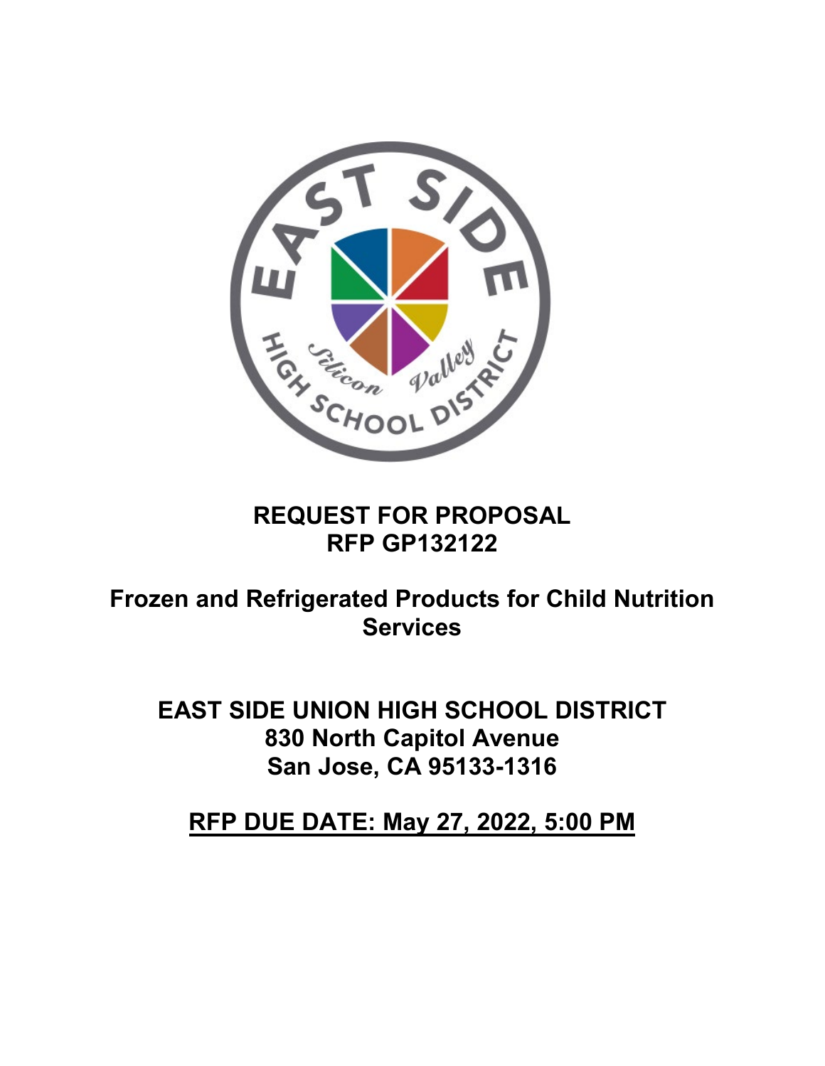# REQUEST FOR PROPOSAL
# RFP GP132122

## Frozen and Refrigerated Products for Child Nutrition Services

## EAST SIDE UNION HIGH SCHOOL DISTRICT
## 830 North Capitol Avenue
## San Jose, CA 95133-1316

## RFP DUE DATE: May 27, 2022, 5:00 PM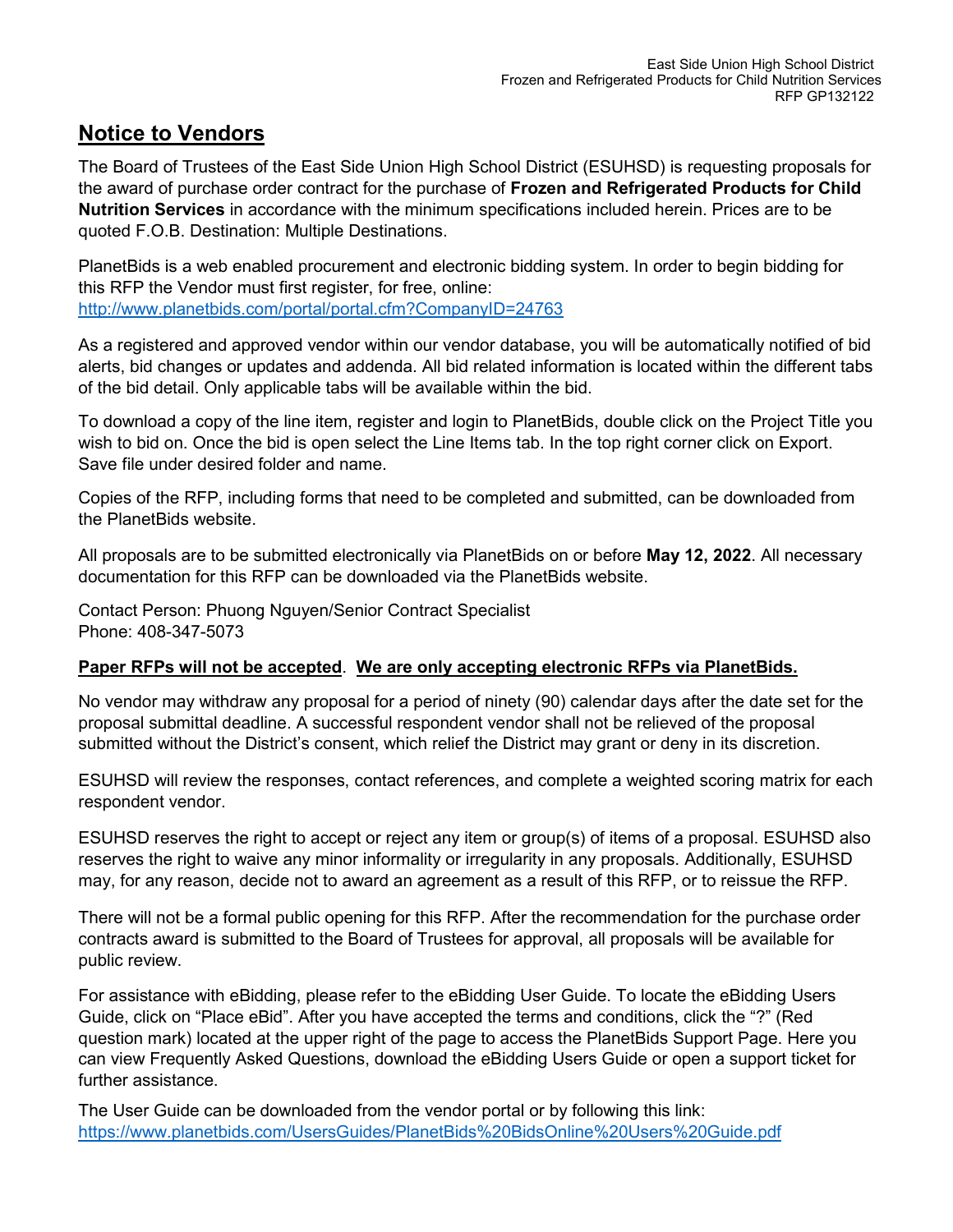## Notice to Vendors

The Board of Trustees of the East Side Union High School District (ESUHSD) is requesting proposals for the award of purchase order contract for the purchase of **Frozen and Refrigerated Products for Child Nutrition Services** in accordance with the minimum specifications included herein. Prices are to be quoted F.O.B. Destination: Multiple Destinations.

PlanetBids is a web enabled procurement and electronic bidding system. In order to begin bidding for this RFP the Vendor must first register, for free, online:
[http://www.planetbids.com/portal/portal.cfm?CompanyID=24763](http://www.planetbids.com/portal/portal.cfm?CompanyID=24763)

As a registered and approved vendor within our vendor database, you will be automatically notified of bid alerts, bid changes or updates and addenda. All bid related information is located within the different tabs of the bid detail. Only applicable tabs will be available within the bid.

To download a copy of the line item, register and login to PlanetBids, double click on the Project Title you wish to bid on. Once the bid is open select the Line Items tab. In the top right corner click on Export. Save file under desired folder and name.

Copies of the RFP, including forms that need to be completed and submitted, can be downloaded from the PlanetBids website.

All proposals are to be submitted electronically via PlanetBids on or before **May 12, 2022**. All necessary documentation for this RFP can be downloaded via the PlanetBids website.

Contact Person: Phuong Nguyen/Senior Contract Specialist
Phone: 408-347-5073

**Paper RFPs will not be accepted**. **We are only accepting electronic RFPs via PlanetBids.**

No vendor may withdraw any proposal for a period of ninety (90) calendar days after the date set for the proposal submittal deadline. A successful respondent vendor shall not be relieved of the proposal submitted without the District's consent, which relief the District may grant or deny in its discretion.

ESUHSD will review the responses, contact references, and complete a weighted scoring matrix for each respondent vendor.

ESUHSD reserves the right to accept or reject any item or group(s) of items of a proposal. ESUHSD also reserves the right to waive any minor informality or irregularity in any proposals. Additionally, ESUHSD may, for any reason, decide not to award an agreement as a result of this RFP, or to reissue the RFP.

There will not be a formal public opening for this RFP. After the recommendation for the purchase order contracts award is submitted to the Board of Trustees for approval, all proposals will be available for public review.

For assistance with eBidding, please refer to the eBidding User Guide. To locate the eBidding Users Guide, click on "Place eBid". After you have accepted the terms and conditions, click the "?" (Red question mark) located at the upper right of the page to access the PlanetBids Support Page. Here you can view Frequently Asked Questions, download the eBidding Users Guide or open a support ticket for further assistance.

The User Guide can be downloaded from the vendor portal or by following this link:
[https://www.planetbids.com/UsersGuides/PlanetBids%20BidsOnline%20Users%20Guide.pdf](https://www.planetbids.com/UsersGuides/PlanetBids%20BidsOnline%20Users%20Guide.pdf)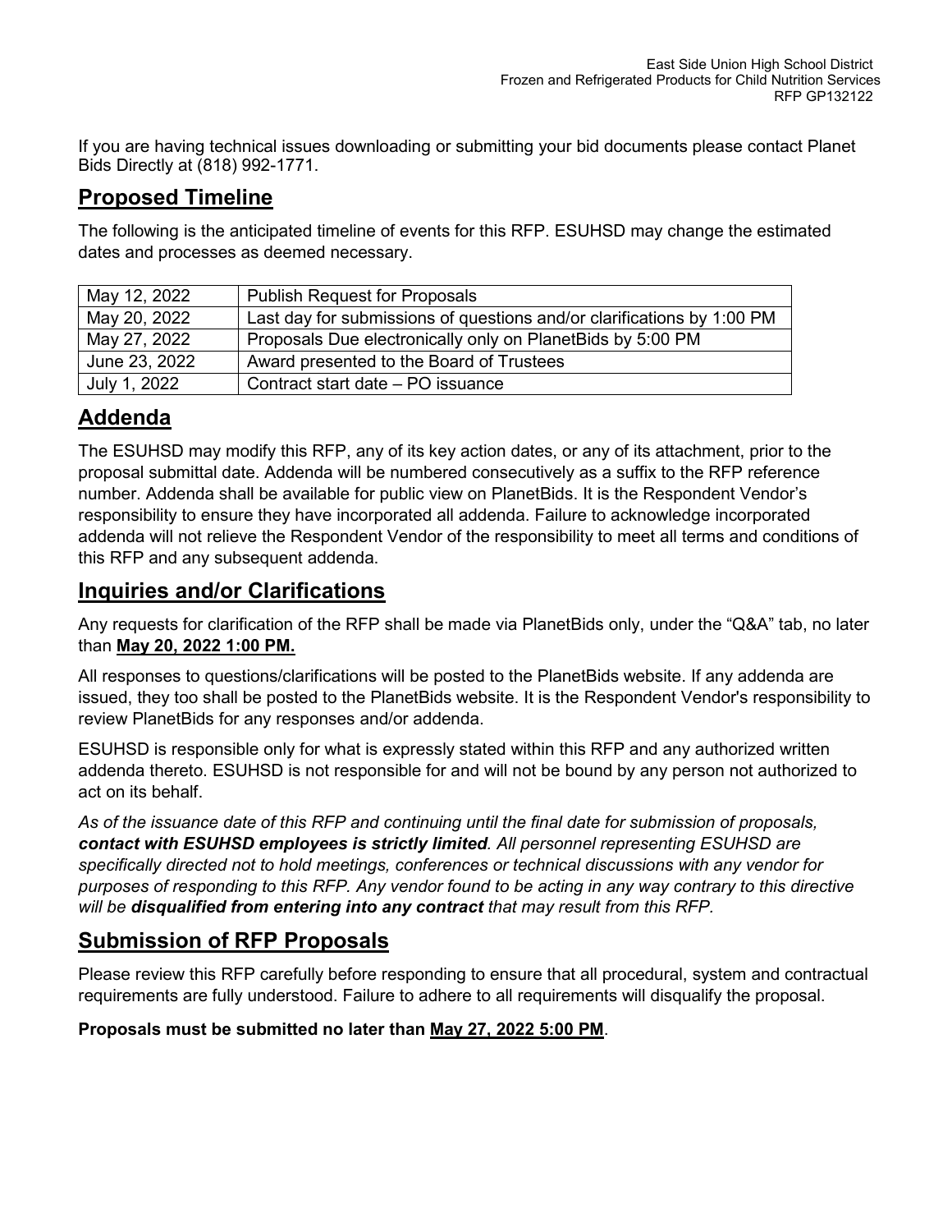If you are having technical issues downloading or submitting your bid documents please contact Planet Bids Directly at (818) 992-1771.

## Proposed Timeline

The following is the anticipated timeline of events for this RFP. ESUHSD may change the estimated dates and processes as deemed necessary.

| May 12, 2022 | Publish Request for Proposals |
|---|---|
| May 20, 2022 | Last day for submissions of questions and/or clarifications by 1:00 PM |
| May 27, 2022 | Proposals Due electronically only on PlanetBids by 5:00 PM |
| June 23, 2022 | Award presented to the Board of Trustees |
| July 1, 2022 | Contract start date – PO issuance |

## Addenda

The ESUHSD may modify this RFP, any of its key action dates, or any of its attachment, prior to the proposal submittal date. Addenda will be numbered consecutively as a suffix to the RFP reference number. Addenda shall be available for public view on PlanetBids. It is the Respondent Vendor's responsibility to ensure they have incorporated all addenda. Failure to acknowledge incorporated addenda will not relieve the Respondent Vendor of the responsibility to meet all terms and conditions of this RFP and any subsequent addenda.

## Inquiries and/or Clarifications

Any requests for clarification of the RFP shall be made via PlanetBids only, under the "Q&A" tab, no later than **May 20, 2022 1:00 PM.**

All responses to questions/clarifications will be posted to the PlanetBids website. If any addenda are issued, they too shall be posted to the PlanetBids website. It is the Respondent Vendor's responsibility to review PlanetBids for any responses and/or addenda.

ESUHSD is responsible only for what is expressly stated within this RFP and any authorized written addenda thereto. ESUHSD is not responsible for and will not be bound by any person not authorized to act on its behalf.

*As of the issuance date of this RFP and continuing until the final date for submission of proposals,* ***contact with ESUHSD employees is strictly limited****. All personnel representing ESUHSD are specifically directed not to hold meetings, conferences or technical discussions with any vendor for purposes of responding to this RFP. Any vendor found to be acting in any way contrary to this directive will be* ***disqualified from entering into any contract*** *that may result from this RFP.*

## Submission of RFP Proposals

Please review this RFP carefully before responding to ensure that all procedural, system and contractual requirements are fully understood. Failure to adhere to all requirements will disqualify the proposal.

**Proposals must be submitted no later than May 27, 2022 5:00 PM**.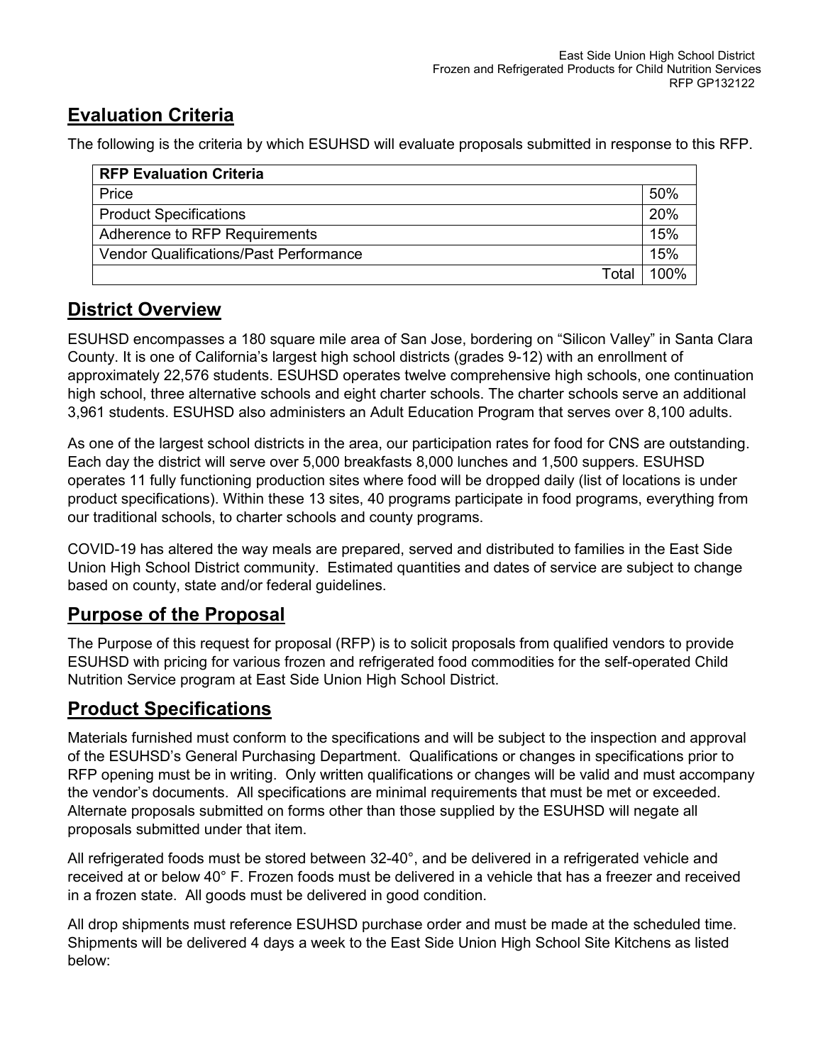## Evaluation Criteria

The following is the criteria by which ESUHSD will evaluate proposals submitted in response to this RFP.

| RFP Evaluation Criteria | |
|---|---|
| Price | 50% |
| Product Specifications | 20% |
| Adherence to RFP Requirements | 15% |
| Vendor Qualifications/Past Performance | 15% |
| Total | 100% |

## District Overview

ESUHSD encompasses a 180 square mile area of San Jose, bordering on "Silicon Valley" in Santa Clara County. It is one of California's largest high school districts (grades 9-12) with an enrollment of approximately 22,576 students. ESUHSD operates twelve comprehensive high schools, one continuation high school, three alternative schools and eight charter schools. The charter schools serve an additional 3,961 students. ESUHSD also administers an Adult Education Program that serves over 8,100 adults.

As one of the largest school districts in the area, our participation rates for food for CNS are outstanding. Each day the district will serve over 5,000 breakfasts 8,000 lunches and 1,500 suppers. ESUHSD operates 11 fully functioning production sites where food will be dropped daily (list of locations is under product specifications). Within these 13 sites, 40 programs participate in food programs, everything from our traditional schools, to charter schools and county programs.

COVID-19 has altered the way meals are prepared, served and distributed to families in the East Side Union High School District community. Estimated quantities and dates of service are subject to change based on county, state and/or federal guidelines.

## Purpose of the Proposal

The Purpose of this request for proposal (RFP) is to solicit proposals from qualified vendors to provide ESUHSD with pricing for various frozen and refrigerated food commodities for the self-operated Child Nutrition Service program at East Side Union High School District.

## Product Specifications

Materials furnished must conform to the specifications and will be subject to the inspection and approval of the ESUHSD's General Purchasing Department. Qualifications or changes in specifications prior to RFP opening must be in writing. Only written qualifications or changes will be valid and must accompany the vendor's documents. All specifications are minimal requirements that must be met or exceeded. Alternate proposals submitted on forms other than those supplied by the ESUHSD will negate all proposals submitted under that item.

All refrigerated foods must be stored between 32-40°, and be delivered in a refrigerated vehicle and received at or below 40° F. Frozen foods must be delivered in a vehicle that has a freezer and received in a frozen state. All goods must be delivered in good condition.

All drop shipments must reference ESUHSD purchase order and must be made at the scheduled time. Shipments will be delivered 4 days a week to the East Side Union High School Site Kitchens as listed below: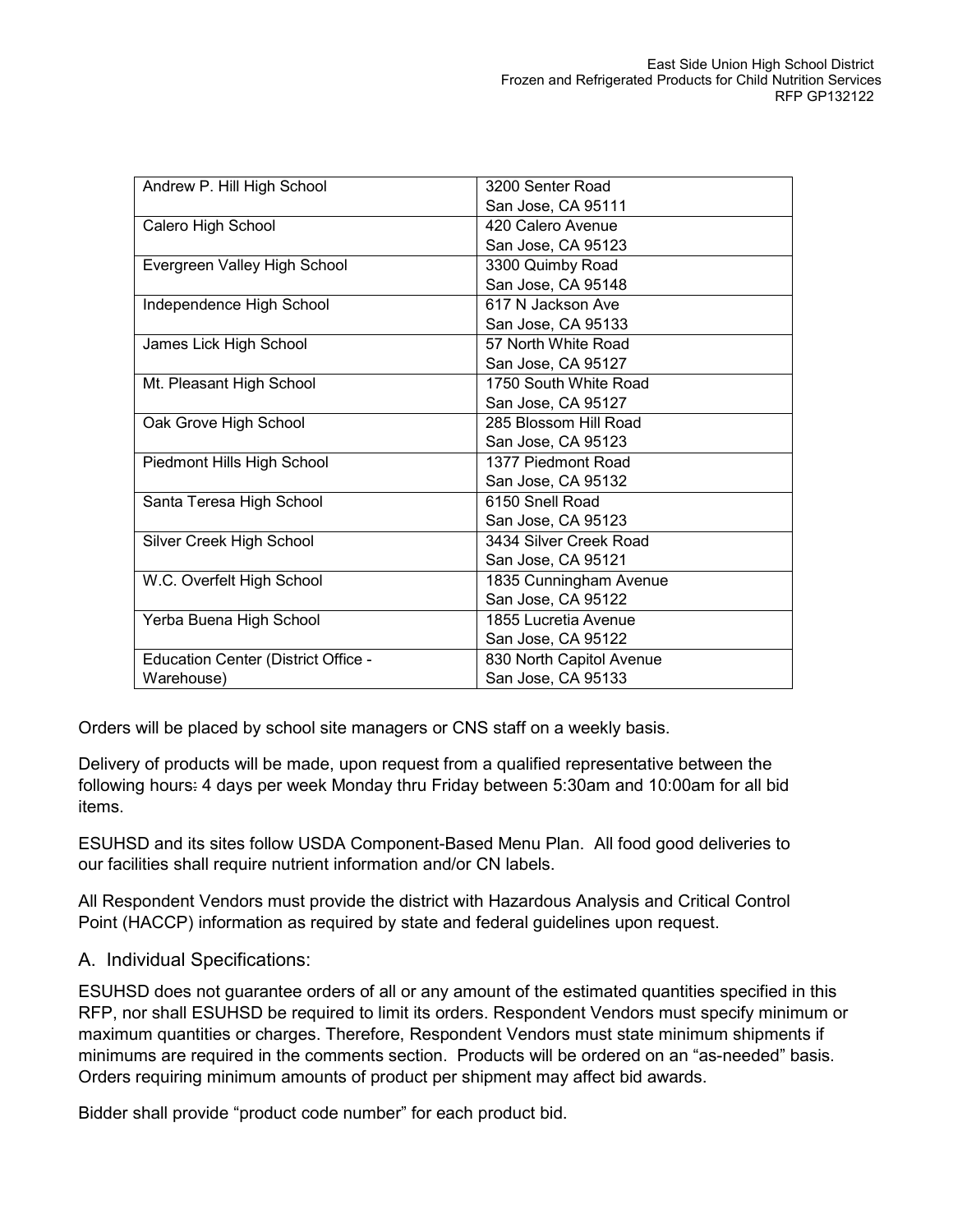| | |
|---|---|
| Andrew P. Hill High School | 3200 Senter Road<br>San Jose, CA 95111 |
| Calero High School | 420 Calero Avenue<br>San Jose, CA 95123 |
| Evergreen Valley High School | 3300 Quimby Road<br>San Jose, CA 95148 |
| Independence High School | 617 N Jackson Ave<br>San Jose, CA 95133 |
| James Lick High School | 57 North White Road<br>San Jose, CA 95127 |
| Mt. Pleasant High School | 1750 South White Road<br>San Jose, CA 95127 |
| Oak Grove High School | 285 Blossom Hill Road<br>San Jose, CA 95123 |
| Piedmont Hills High School | 1377 Piedmont Road<br>San Jose, CA 95132 |
| Santa Teresa High School | 6150 Snell Road<br>San Jose, CA 95123 |
| Silver Creek High School | 3434 Silver Creek Road<br>San Jose, CA 95121 |
| W.C. Overfelt High School | 1835 Cunningham Avenue<br>San Jose, CA 95122 |
| Yerba Buena High School | 1855 Lucretia Avenue<br>San Jose, CA 95122 |
| Education Center (District Office - Warehouse) | 830 North Capitol Avenue<br>San Jose, CA 95133 |

Orders will be placed by school site managers or CNS staff on a weekly basis.

Delivery of products will be made, upon request from a qualified representative between the following hours: 4 days per week Monday thru Friday between 5:30am and 10:00am for all bid items.

ESUHSD and its sites follow USDA Component-Based Menu Plan. All food good deliveries to our facilities shall require nutrient information and/or CN labels.

All Respondent Vendors must provide the district with Hazardous Analysis and Critical Control Point (HACCP) information as required by state and federal guidelines upon request.

## A. Individual Specifications:

ESUHSD does not guarantee orders of all or any amount of the estimated quantities specified in this RFP, nor shall ESUHSD be required to limit its orders. Respondent Vendors must specify minimum or maximum quantities or charges. Therefore, Respondent Vendors must state minimum shipments if minimums are required in the comments section. Products will be ordered on an "as-needed" basis. Orders requiring minimum amounts of product per shipment may affect bid awards.

Bidder shall provide "product code number" for each product bid.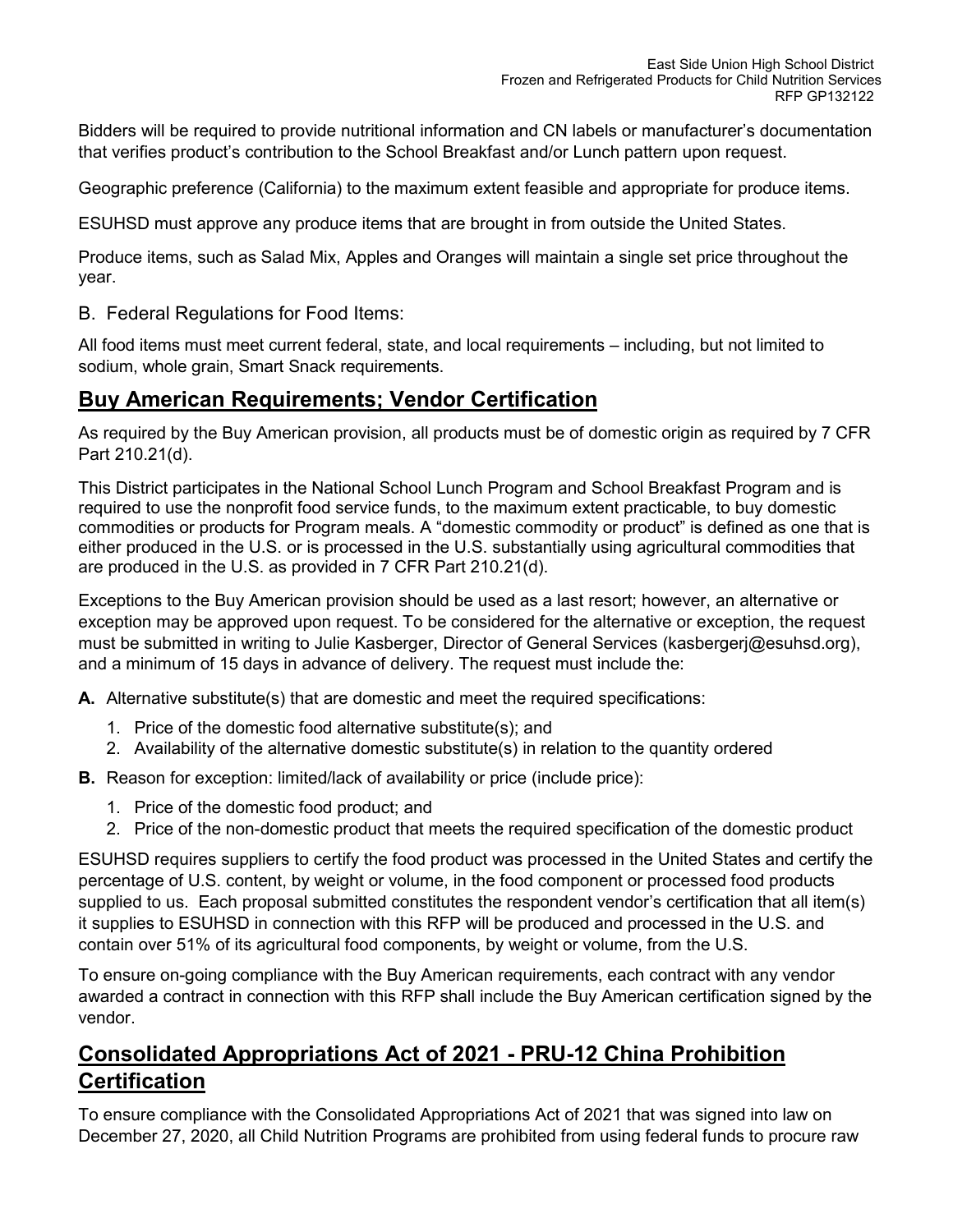Bidders will be required to provide nutritional information and CN labels or manufacturer's documentation that verifies product's contribution to the School Breakfast and/or Lunch pattern upon request.

Geographic preference (California) to the maximum extent feasible and appropriate for produce items.

ESUHSD must approve any produce items that are brought in from outside the United States.

Produce items, such as Salad Mix, Apples and Oranges will maintain a single set price throughout the year.

B. Federal Regulations for Food Items:

All food items must meet current federal, state, and local requirements – including, but not limited to sodium, whole grain, Smart Snack requirements.

## Buy American Requirements; Vendor Certification

As required by the Buy American provision, all products must be of domestic origin as required by 7 CFR Part 210.21(d).

This District participates in the National School Lunch Program and School Breakfast Program and is required to use the nonprofit food service funds, to the maximum extent practicable, to buy domestic commodities or products for Program meals. A "domestic commodity or product" is defined as one that is either produced in the U.S. or is processed in the U.S. substantially using agricultural commodities that are produced in the U.S. as provided in 7 CFR Part 210.21(d).

Exceptions to the Buy American provision should be used as a last resort; however, an alternative or exception may be approved upon request. To be considered for the alternative or exception, the request must be submitted in writing to Julie Kasberger, Director of General Services (kasbergerj@esuhsd.org), and a minimum of 15 days in advance of delivery. The request must include the:

**A.** Alternative substitute(s) that are domestic and meet the required specifications:

1. Price of the domestic food alternative substitute(s); and
2. Availability of the alternative domestic substitute(s) in relation to the quantity ordered

**B.** Reason for exception: limited/lack of availability or price (include price):

1. Price of the domestic food product; and
2. Price of the non-domestic product that meets the required specification of the domestic product

ESUHSD requires suppliers to certify the food product was processed in the United States and certify the percentage of U.S. content, by weight or volume, in the food component or processed food products supplied to us. Each proposal submitted constitutes the respondent vendor's certification that all item(s) it supplies to ESUHSD in connection with this RFP will be produced and processed in the U.S. and contain over 51% of its agricultural food components, by weight or volume, from the U.S.

To ensure on-going compliance with the Buy American requirements, each contract with any vendor awarded a contract in connection with this RFP shall include the Buy American certification signed by the vendor.

## Consolidated Appropriations Act of 2021 - PRU-12 China Prohibition Certification

To ensure compliance with the Consolidated Appropriations Act of 2021 that was signed into law on December 27, 2020, all Child Nutrition Programs are prohibited from using federal funds to procure raw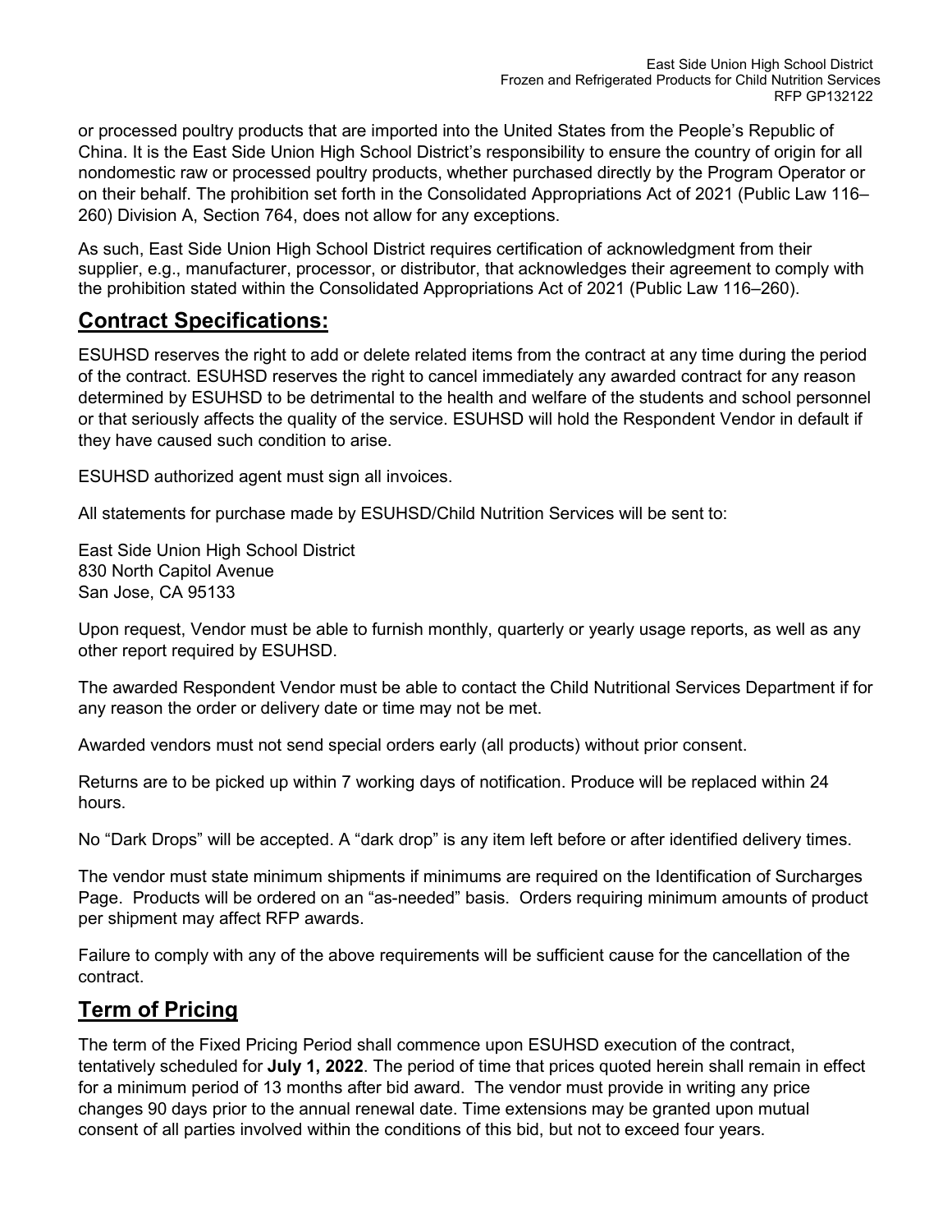or processed poultry products that are imported into the United States from the People's Republic of China. It is the East Side Union High School District's responsibility to ensure the country of origin for all nondomestic raw or processed poultry products, whether purchased directly by the Program Operator or on their behalf. The prohibition set forth in the Consolidated Appropriations Act of 2021 (Public Law 116–260) Division A, Section 764, does not allow for any exceptions.

As such, East Side Union High School District requires certification of acknowledgment from their supplier, e.g., manufacturer, processor, or distributor, that acknowledges their agreement to comply with the prohibition stated within the Consolidated Appropriations Act of 2021 (Public Law 116–260).

## Contract Specifications:

ESUHSD reserves the right to add or delete related items from the contract at any time during the period of the contract. ESUHSD reserves the right to cancel immediately any awarded contract for any reason determined by ESUHSD to be detrimental to the health and welfare of the students and school personnel or that seriously affects the quality of the service. ESUHSD will hold the Respondent Vendor in default if they have caused such condition to arise.

ESUHSD authorized agent must sign all invoices.

All statements for purchase made by ESUHSD/Child Nutrition Services will be sent to:

East Side Union High School District
830 North Capitol Avenue
San Jose, CA 95133

Upon request, Vendor must be able to furnish monthly, quarterly or yearly usage reports, as well as any other report required by ESUHSD.

The awarded Respondent Vendor must be able to contact the Child Nutritional Services Department if for any reason the order or delivery date or time may not be met.

Awarded vendors must not send special orders early (all products) without prior consent.

Returns are to be picked up within 7 working days of notification. Produce will be replaced within 24 hours.

No "Dark Drops" will be accepted. A "dark drop" is any item left before or after identified delivery times.

The vendor must state minimum shipments if minimums are required on the Identification of Surcharges Page. Products will be ordered on an "as-needed" basis. Orders requiring minimum amounts of product per shipment may affect RFP awards.

Failure to comply with any of the above requirements will be sufficient cause for the cancellation of the contract.

## Term of Pricing

The term of the Fixed Pricing Period shall commence upon ESUHSD execution of the contract, tentatively scheduled for **July 1, 2022**. The period of time that prices quoted herein shall remain in effect for a minimum period of 13 months after bid award. The vendor must provide in writing any price changes 90 days prior to the annual renewal date. Time extensions may be granted upon mutual consent of all parties involved within the conditions of this bid, but not to exceed four years.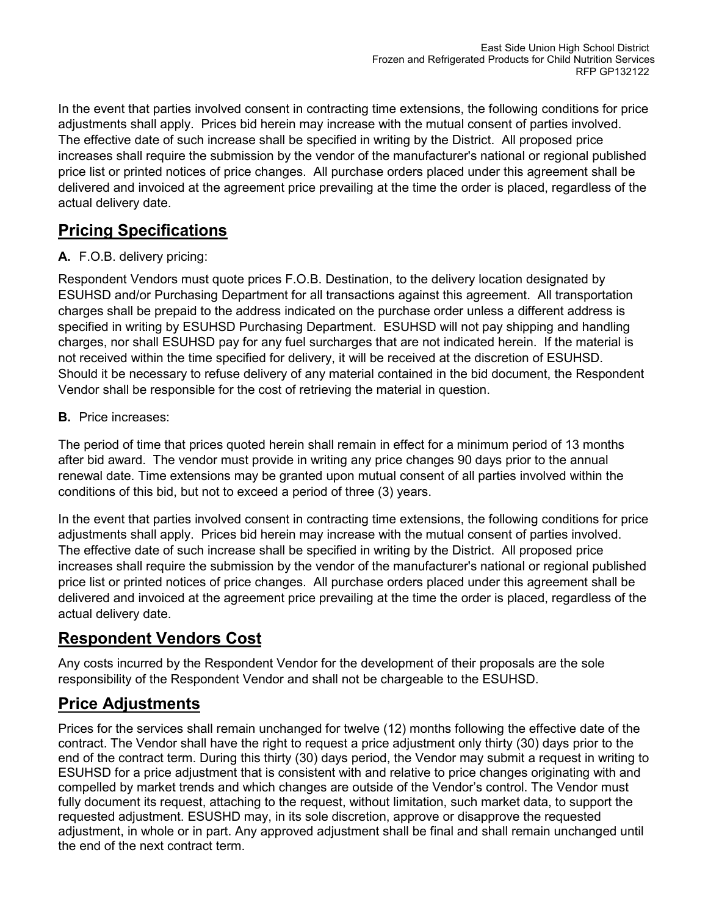In the event that parties involved consent in contracting time extensions, the following conditions for price adjustments shall apply. Prices bid herein may increase with the mutual consent of parties involved. The effective date of such increase shall be specified in writing by the District. All proposed price increases shall require the submission by the vendor of the manufacturer's national or regional published price list or printed notices of price changes. All purchase orders placed under this agreement shall be delivered and invoiced at the agreement price prevailing at the time the order is placed, regardless of the actual delivery date.

## Pricing Specifications

**A.** F.O.B. delivery pricing:

Respondent Vendors must quote prices F.O.B. Destination, to the delivery location designated by ESUHSD and/or Purchasing Department for all transactions against this agreement. All transportation charges shall be prepaid to the address indicated on the purchase order unless a different address is specified in writing by ESUHSD Purchasing Department. ESUHSD will not pay shipping and handling charges, nor shall ESUHSD pay for any fuel surcharges that are not indicated herein. If the material is not received within the time specified for delivery, it will be received at the discretion of ESUHSD. Should it be necessary to refuse delivery of any material contained in the bid document, the Respondent Vendor shall be responsible for the cost of retrieving the material in question.

**B.** Price increases:

The period of time that prices quoted herein shall remain in effect for a minimum period of 13 months after bid award. The vendor must provide in writing any price changes 90 days prior to the annual renewal date. Time extensions may be granted upon mutual consent of all parties involved within the conditions of this bid, but not to exceed a period of three (3) years.

In the event that parties involved consent in contracting time extensions, the following conditions for price adjustments shall apply. Prices bid herein may increase with the mutual consent of parties involved. The effective date of such increase shall be specified in writing by the District. All proposed price increases shall require the submission by the vendor of the manufacturer's national or regional published price list or printed notices of price changes. All purchase orders placed under this agreement shall be delivered and invoiced at the agreement price prevailing at the time the order is placed, regardless of the actual delivery date.

## Respondent Vendors Cost

Any costs incurred by the Respondent Vendor for the development of their proposals are the sole responsibility of the Respondent Vendor and shall not be chargeable to the ESUHSD.

## Price Adjustments

Prices for the services shall remain unchanged for twelve (12) months following the effective date of the contract. The Vendor shall have the right to request a price adjustment only thirty (30) days prior to the end of the contract term. During this thirty (30) days period, the Vendor may submit a request in writing to ESUHSD for a price adjustment that is consistent with and relative to price changes originating with and compelled by market trends and which changes are outside of the Vendor's control. The Vendor must fully document its request, attaching to the request, without limitation, such market data, to support the requested adjustment. ESUSHD may, in its sole discretion, approve or disapprove the requested adjustment, in whole or in part. Any approved adjustment shall be final and shall remain unchanged until the end of the next contract term.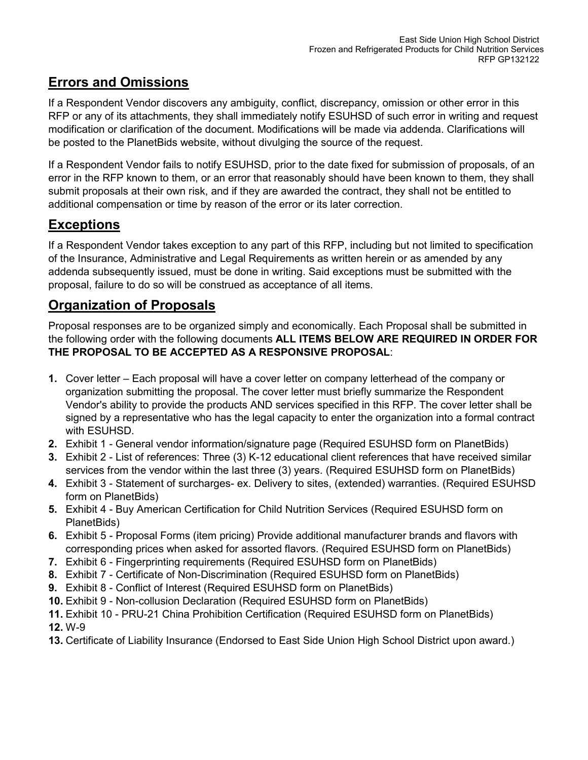## Errors and Omissions

If a Respondent Vendor discovers any ambiguity, conflict, discrepancy, omission or other error in this RFP or any of its attachments, they shall immediately notify ESUHSD of such error in writing and request modification or clarification of the document. Modifications will be made via addenda. Clarifications will be posted to the PlanetBids website, without divulging the source of the request.

If a Respondent Vendor fails to notify ESUHSD, prior to the date fixed for submission of proposals, of an error in the RFP known to them, or an error that reasonably should have been known to them, they shall submit proposals at their own risk, and if they are awarded the contract, they shall not be entitled to additional compensation or time by reason of the error or its later correction.

## Exceptions

If a Respondent Vendor takes exception to any part of this RFP, including but not limited to specification of the Insurance, Administrative and Legal Requirements as written herein or as amended by any addenda subsequently issued, must be done in writing. Said exceptions must be submitted with the proposal, failure to do so will be construed as acceptance of all items.

## Organization of Proposals

Proposal responses are to be organized simply and economically. Each Proposal shall be submitted in the following order with the following documents **ALL ITEMS BELOW ARE REQUIRED IN ORDER FOR THE PROPOSAL TO BE ACCEPTED AS A RESPONSIVE PROPOSAL**:

1. Cover letter – Each proposal will have a cover letter on company letterhead of the company or organization submitting the proposal. The cover letter must briefly summarize the Respondent Vendor's ability to provide the products AND services specified in this RFP. The cover letter shall be signed by a representative who has the legal capacity to enter the organization into a formal contract with ESUHSD.
2. Exhibit 1 - General vendor information/signature page (Required ESUHSD form on PlanetBids)
3. Exhibit 2 - List of references: Three (3) K-12 educational client references that have received similar services from the vendor within the last three (3) years. (Required ESUHSD form on PlanetBids)
4. Exhibit 3 - Statement of surcharges- ex. Delivery to sites, (extended) warranties. (Required ESUHSD form on PlanetBids)
5. Exhibit 4 - Buy American Certification for Child Nutrition Services (Required ESUHSD form on PlanetBids)
6. Exhibit 5 - Proposal Forms (item pricing) Provide additional manufacturer brands and flavors with corresponding prices when asked for assorted flavors. (Required ESUHSD form on PlanetBids)
7. Exhibit 6 - Fingerprinting requirements (Required ESUHSD form on PlanetBids)
8. Exhibit 7 - Certificate of Non-Discrimination (Required ESUHSD form on PlanetBids)
9. Exhibit 8 - Conflict of Interest (Required ESUHSD form on PlanetBids)
10. Exhibit 9 - Non-collusion Declaration (Required ESUHSD form on PlanetBids)
11. Exhibit 10 - PRU-21 China Prohibition Certification (Required ESUHSD form on PlanetBids)
12. W-9
13. Certificate of Liability Insurance (Endorsed to East Side Union High School District upon award.)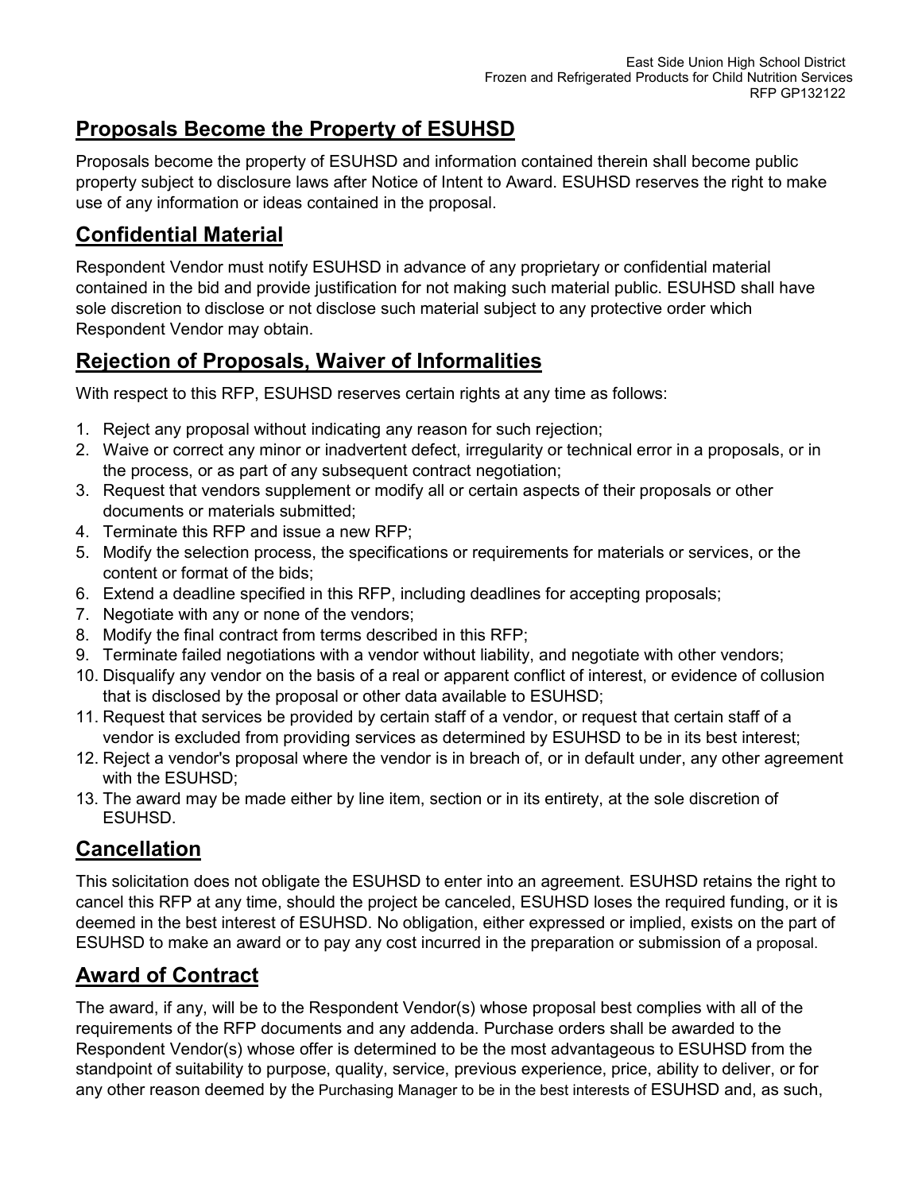## Proposals Become the Property of ESUHSD

Proposals become the property of ESUHSD and information contained therein shall become public property subject to disclosure laws after Notice of Intent to Award. ESUHSD reserves the right to make use of any information or ideas contained in the proposal.

## Confidential Material

Respondent Vendor must notify ESUHSD in advance of any proprietary or confidential material contained in the bid and provide justification for not making such material public. ESUHSD shall have sole discretion to disclose or not disclose such material subject to any protective order which Respondent Vendor may obtain.

## Rejection of Proposals, Waiver of Informalities

With respect to this RFP, ESUHSD reserves certain rights at any time as follows:

1. Reject any proposal without indicating any reason for such rejection;
2. Waive or correct any minor or inadvertent defect, irregularity or technical error in a proposals, or in the process, or as part of any subsequent contract negotiation;
3. Request that vendors supplement or modify all or certain aspects of their proposals or other documents or materials submitted;
4. Terminate this RFP and issue a new RFP;
5. Modify the selection process, the specifications or requirements for materials or services, or the content or format of the bids;
6. Extend a deadline specified in this RFP, including deadlines for accepting proposals;
7. Negotiate with any or none of the vendors;
8. Modify the final contract from terms described in this RFP;
9. Terminate failed negotiations with a vendor without liability, and negotiate with other vendors;
10. Disqualify any vendor on the basis of a real or apparent conflict of interest, or evidence of collusion that is disclosed by the proposal or other data available to ESUHSD;
11. Request that services be provided by certain staff of a vendor, or request that certain staff of a vendor is excluded from providing services as determined by ESUHSD to be in its best interest;
12. Reject a vendor's proposal where the vendor is in breach of, or in default under, any other agreement with the ESUHSD;
13. The award may be made either by line item, section or in its entirety, at the sole discretion of ESUHSD.

## Cancellation

This solicitation does not obligate the ESUHSD to enter into an agreement. ESUHSD retains the right to cancel this RFP at any time, should the project be canceled, ESUHSD loses the required funding, or it is deemed in the best interest of ESUHSD. No obligation, either expressed or implied, exists on the part of ESUHSD to make an award or to pay any cost incurred in the preparation or submission of a proposal.

## Award of Contract

The award, if any, will be to the Respondent Vendor(s) whose proposal best complies with all of the requirements of the RFP documents and any addenda. Purchase orders shall be awarded to the Respondent Vendor(s) whose offer is determined to be the most advantageous to ESUHSD from the standpoint of suitability to purpose, quality, service, previous experience, price, ability to deliver, or for any other reason deemed by the Purchasing Manager to be in the best interests of ESUHSD and, as such,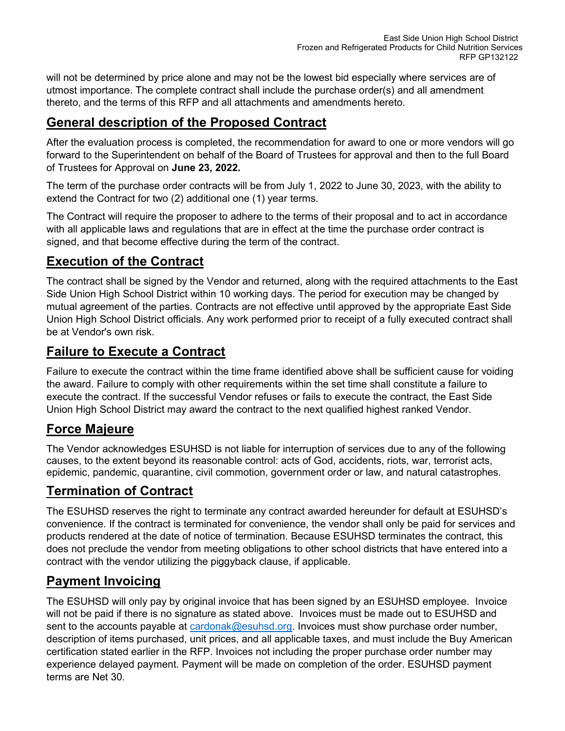will not be determined by price alone and may not be the lowest bid especially where services are of utmost importance. The complete contract shall include the purchase order(s) and all amendment thereto, and the terms of this RFP and all attachments and amendments hereto.

## General description of the Proposed Contract

After the evaluation process is completed, the recommendation for award to one or more vendors will go forward to the Superintendent on behalf of the Board of Trustees for approval and then to the full Board of Trustees for Approval on **June 23, 2022.**

The term of the purchase order contracts will be from July 1, 2022 to June 30, 2023, with the ability to extend the Contract for two (2) additional one (1) year terms.

The Contract will require the proposer to adhere to the terms of their proposal and to act in accordance with all applicable laws and regulations that are in effect at the time the purchase order contract is signed, and that become effective during the term of the contract.

## Execution of the Contract

The contract shall be signed by the Vendor and returned, along with the required attachments to the East Side Union High School District within 10 working days. The period for execution may be changed by mutual agreement of the parties. Contracts are not effective until approved by the appropriate East Side Union High School District officials. Any work performed prior to receipt of a fully executed contract shall be at Vendor's own risk.

## Failure to Execute a Contract

Failure to execute the contract within the time frame identified above shall be sufficient cause for voiding the award. Failure to comply with other requirements within the set time shall constitute a failure to execute the contract. If the successful Vendor refuses or fails to execute the contract, the East Side Union High School District may award the contract to the next qualified highest ranked Vendor.

## Force Majeure

The Vendor acknowledges ESUHSD is not liable for interruption of services due to any of the following causes, to the extent beyond its reasonable control: acts of God, accidents, riots, war, terrorist acts, epidemic, pandemic, quarantine, civil commotion, government order or law, and natural catastrophes.

## Termination of Contract

The ESUHSD reserves the right to terminate any contract awarded hereunder for default at ESUHSD's convenience. If the contract is terminated for convenience, the vendor shall only be paid for services and products rendered at the date of notice of termination. Because ESUHSD terminates the contract, this does not preclude the vendor from meeting obligations to other school districts that have entered into a contract with the vendor utilizing the piggyback clause, if applicable.

## Payment Invoicing

The ESUHSD will only pay by original invoice that has been signed by an ESUHSD employee. Invoice will not be paid if there is no signature as stated above. Invoices must be made out to ESUHSD and sent to the accounts payable at [cardonak@esuhsd.org](mailto:cardonak@esuhsd.org). Invoices must show purchase order number, description of items purchased, unit prices, and all applicable taxes, and must include the Buy American certification stated earlier in the RFP. Invoices not including the proper purchase order number may experience delayed payment. Payment will be made on completion of the order. ESUHSD payment terms are Net 30.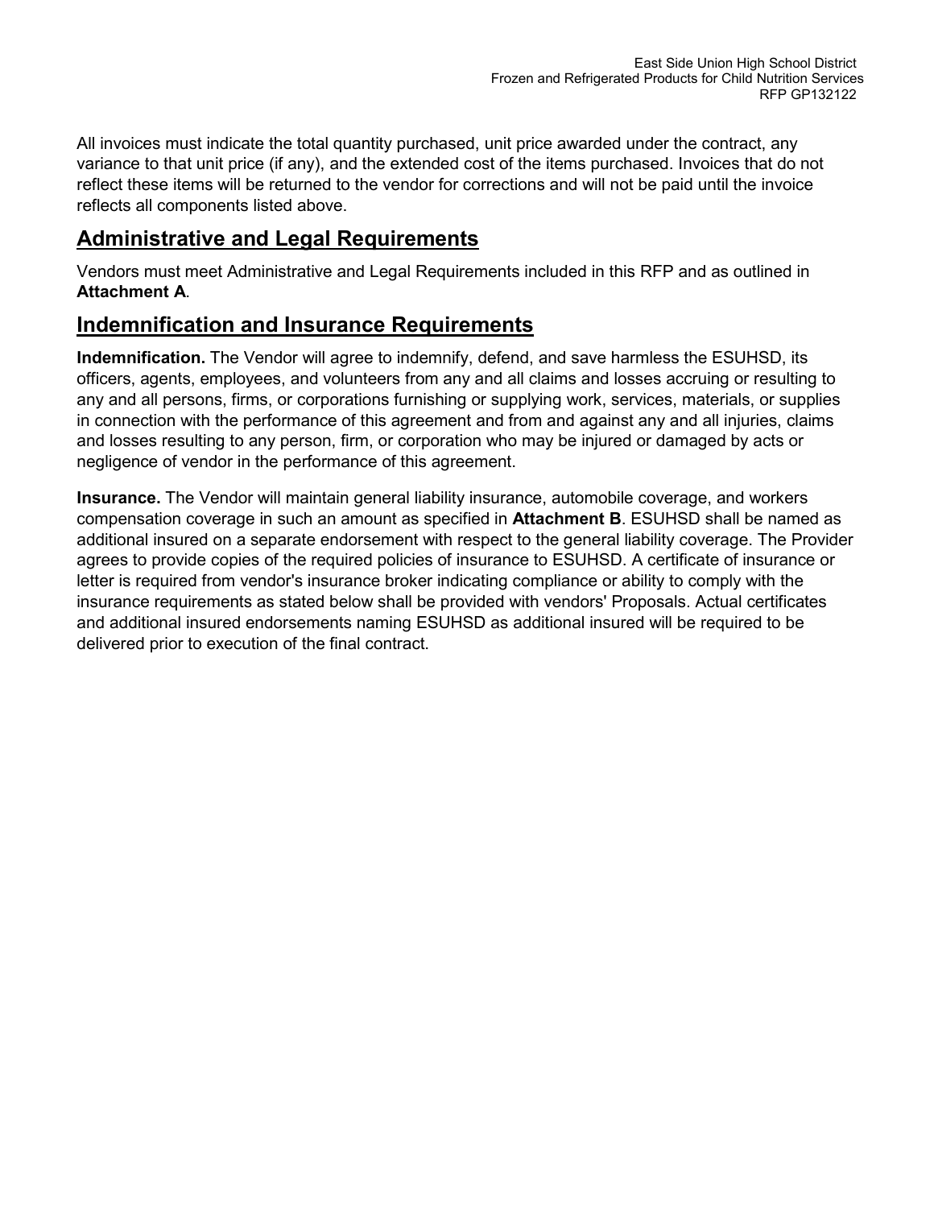All invoices must indicate the total quantity purchased, unit price awarded under the contract, any variance to that unit price (if any), and the extended cost of the items purchased. Invoices that do not reflect these items will be returned to the vendor for corrections and will not be paid until the invoice reflects all components listed above.

## Administrative and Legal Requirements

Vendors must meet Administrative and Legal Requirements included in this RFP and as outlined in **Attachment A**.

## Indemnification and Insurance Requirements

**Indemnification.** The Vendor will agree to indemnify, defend, and save harmless the ESUHSD, its officers, agents, employees, and volunteers from any and all claims and losses accruing or resulting to any and all persons, firms, or corporations furnishing or supplying work, services, materials, or supplies in connection with the performance of this agreement and from and against any and all injuries, claims and losses resulting to any person, firm, or corporation who may be injured or damaged by acts or negligence of vendor in the performance of this agreement.

**Insurance.** The Vendor will maintain general liability insurance, automobile coverage, and workers compensation coverage in such an amount as specified in **Attachment B**. ESUHSD shall be named as additional insured on a separate endorsement with respect to the general liability coverage. The Provider agrees to provide copies of the required policies of insurance to ESUHSD. A certificate of insurance or letter is required from vendor's insurance broker indicating compliance or ability to comply with the insurance requirements as stated below shall be provided with vendors' Proposals. Actual certificates and additional insured endorsements naming ESUHSD as additional insured will be required to be delivered prior to execution of the final contract.